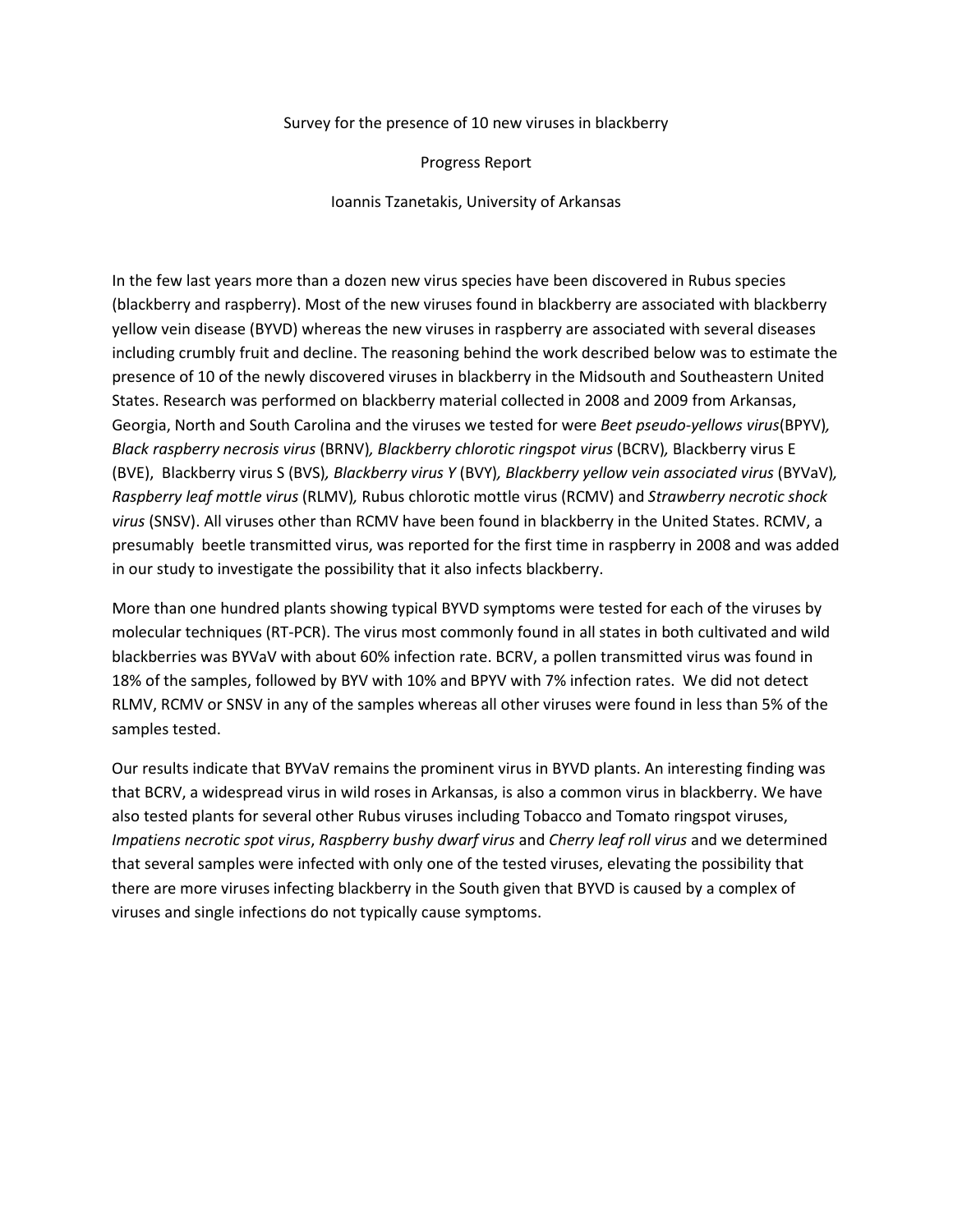Survey for the presence of 10 new viruses in blackberry

Progress Report

Ioannis Tzanetakis, University of Arkansas

In the few last years more than a dozen new virus species have been discovered in Rubus species (blackberry and raspberry). Most of the new viruses found in blackberry are associated with blackberry yellow vein disease (BYVD) whereas the new viruses in raspberry are associated with several diseases including crumbly fruit and decline. The reasoning behind the work described below was to estimate the presence of 10 of the newly discovered viruses in blackberry in the Midsouth and Southeastern United States. Research was performed on blackberry material collected in 2008 and 2009 from Arkansas, Georgia, North and South Carolina and the viruses we tested for were *Beet pseudo-yellows virus*(BPYV)*, Black raspberry necrosis virus* (BRNV)*, Blackberry chlorotic ringspot virus* (BCRV)*,* Blackberry virus E (BVE), Blackberry virus S (BVS)*, Blackberry virus Y* (BVY)*, Blackberry yellow vein associated virus* (BYVaV)*, Raspberry leaf mottle virus* (RLMV)*,* Rubus chlorotic mottle virus (RCMV) and *Strawberry necrotic shock virus* (SNSV). All viruses other than RCMV have been found in blackberry in the United States. RCMV, a presumably beetle transmitted virus, was reported for the first time in raspberry in 2008 and was added in our study to investigate the possibility that it also infects blackberry.

More than one hundred plants showing typical BYVD symptoms were tested for each of the viruses by molecular techniques (RT-PCR). The virus most commonly found in all states in both cultivated and wild blackberries was BYVaV with about 60% infection rate. BCRV, a pollen transmitted virus was found in 18% of the samples, followed by BVY with 10% and BPYV with 7% infection rates. We did not detect RLMV, RCMV or SNSV in any of the samples whereas all other viruses were found in less than 5% of the samples tested.

Our results indicate that BYVaV remains the prominent virus in BYVD plants. An interesting finding was that BCRV, a widespread virus in wild roses in Arkansas, is also a common virus in blackberry. We have also tested plants for several other Rubus viruses including Tobacco and Tomato ringspot viruses, *Impatiens necrotic spot virus*, *Raspberry bushy dwarf virus* and *Cherry leaf roll virus* and we determined that several samples were infected with only one of the tested viruses, elevating the possibility that there are more viruses infecting blackberry in the South given that BYVD is caused by a complex of viruses and single infections do not typically cause symptoms.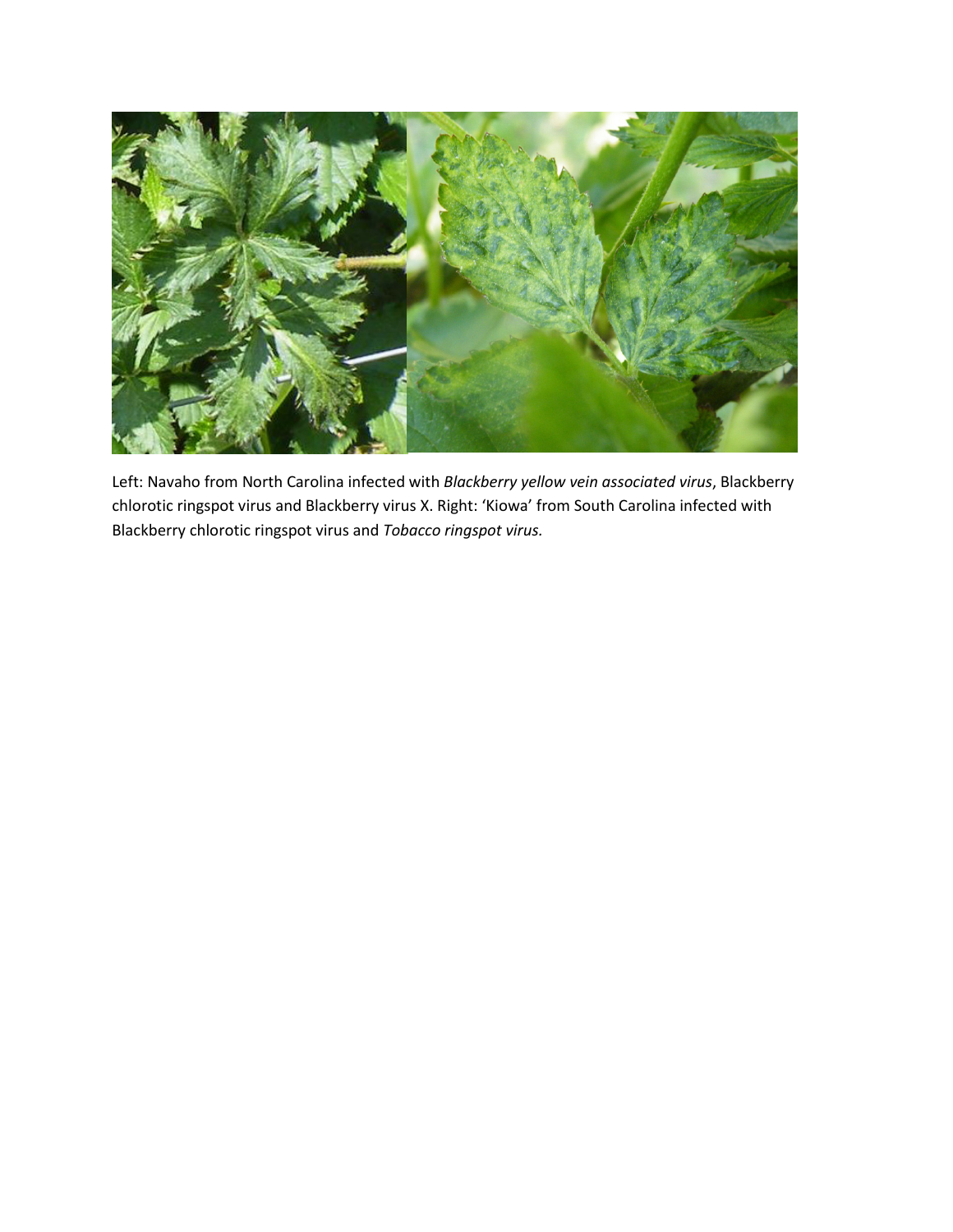Left: Navaho from North Carolina infected with *Blackberry yellow vein associated virus*, Blackberry chlorotic ringspot virus and Blackberry virus X. Right: 'Kiowa' from South Carolina infected with Blackberry chlorotic ringspot virus and *Tobacco ringspot virus.*